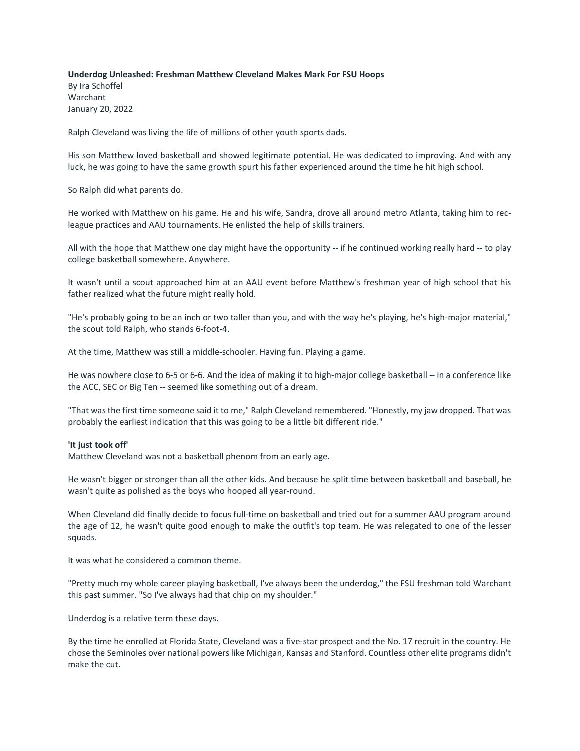**Underdog Unleashed: Freshman Matthew Cleveland Makes Mark For FSU Hoops**
By Ira Schoffel
Warchant
January 20, 2022

Ralph Cleveland was living the life of millions of other youth sports dads.

His son Matthew loved basketball and showed legitimate potential. He was dedicated to improving. And with any luck, he was going to have the same growth spurt his father experienced around the time he hit high school.

So Ralph did what parents do.

He worked with Matthew on his game. He and his wife, Sandra, drove all around metro Atlanta, taking him to rec-league practices and AAU tournaments. He enlisted the help of skills trainers.

All with the hope that Matthew one day might have the opportunity -- if he continued working really hard -- to play college basketball somewhere. Anywhere.

It wasn't until a scout approached him at an AAU event before Matthew's freshman year of high school that his father realized what the future might really hold.

"He's probably going to be an inch or two taller than you, and with the way he's playing, he's high-major material," the scout told Ralph, who stands 6-foot-4.

At the time, Matthew was still a middle-schooler. Having fun. Playing a game.

He was nowhere close to 6-5 or 6-6. And the idea of making it to high-major college basketball -- in a conference like the ACC, SEC or Big Ten -- seemed like something out of a dream.

"That was the first time someone said it to me," Ralph Cleveland remembered. "Honestly, my jaw dropped. That was probably the earliest indication that this was going to be a little bit different ride."

**'It just took off'**

Matthew Cleveland was not a basketball phenom from an early age.

He wasn't bigger or stronger than all the other kids. And because he split time between basketball and baseball, he wasn't quite as polished as the boys who hooped all year-round.

When Cleveland did finally decide to focus full-time on basketball and tried out for a summer AAU program around the age of 12, he wasn't quite good enough to make the outfit's top team. He was relegated to one of the lesser squads.

It was what he considered a common theme.

"Pretty much my whole career playing basketball, I've always been the underdog," the FSU freshman told Warchant this past summer. "So I've always had that chip on my shoulder."

Underdog is a relative term these days.

By the time he enrolled at Florida State, Cleveland was a five-star prospect and the No. 17 recruit in the country. He chose the Seminoles over national powers like Michigan, Kansas and Stanford. Countless other elite programs didn't make the cut.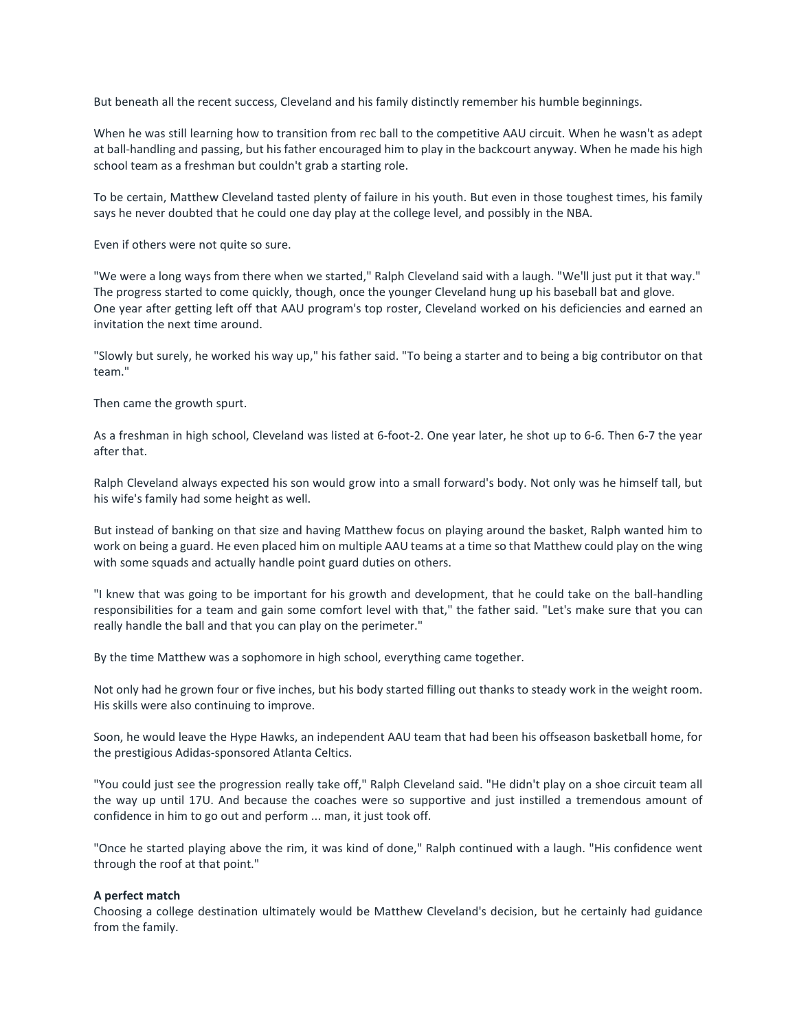But beneath all the recent success, Cleveland and his family distinctly remember his humble beginnings.

When he was still learning how to transition from rec ball to the competitive AAU circuit. When he wasn't as adept at ball-handling and passing, but his father encouraged him to play in the backcourt anyway. When he made his high school team as a freshman but couldn't grab a starting role.

To be certain, Matthew Cleveland tasted plenty of failure in his youth. But even in those toughest times, his family says he never doubted that he could one day play at the college level, and possibly in the NBA.

Even if others were not quite so sure.

"We were a long ways from there when we started," Ralph Cleveland said with a laugh. "We'll just put it that way."
The progress started to come quickly, though, once the younger Cleveland hung up his baseball bat and glove.
One year after getting left off that AAU program's top roster, Cleveland worked on his deficiencies and earned an invitation the next time around.

"Slowly but surely, he worked his way up," his father said. "To being a starter and to being a big contributor on that team."

Then came the growth spurt.

As a freshman in high school, Cleveland was listed at 6-foot-2. One year later, he shot up to 6-6. Then 6-7 the year after that.

Ralph Cleveland always expected his son would grow into a small forward's body. Not only was he himself tall, but his wife's family had some height as well.

But instead of banking on that size and having Matthew focus on playing around the basket, Ralph wanted him to work on being a guard. He even placed him on multiple AAU teams at a time so that Matthew could play on the wing with some squads and actually handle point guard duties on others.

"I knew that was going to be important for his growth and development, that he could take on the ball-handling responsibilities for a team and gain some comfort level with that," the father said. "Let's make sure that you can really handle the ball and that you can play on the perimeter."

By the time Matthew was a sophomore in high school, everything came together.

Not only had he grown four or five inches, but his body started filling out thanks to steady work in the weight room. His skills were also continuing to improve.

Soon, he would leave the Hype Hawks, an independent AAU team that had been his offseason basketball home, for the prestigious Adidas-sponsored Atlanta Celtics.

"You could just see the progression really take off," Ralph Cleveland said. "He didn't play on a shoe circuit team all the way up until 17U. And because the coaches were so supportive and just instilled a tremendous amount of confidence in him to go out and perform ... man, it just took off.

"Once he started playing above the rim, it was kind of done," Ralph continued with a laugh. "His confidence went through the roof at that point."

**A perfect match**

Choosing a college destination ultimately would be Matthew Cleveland's decision, but he certainly had guidance from the family.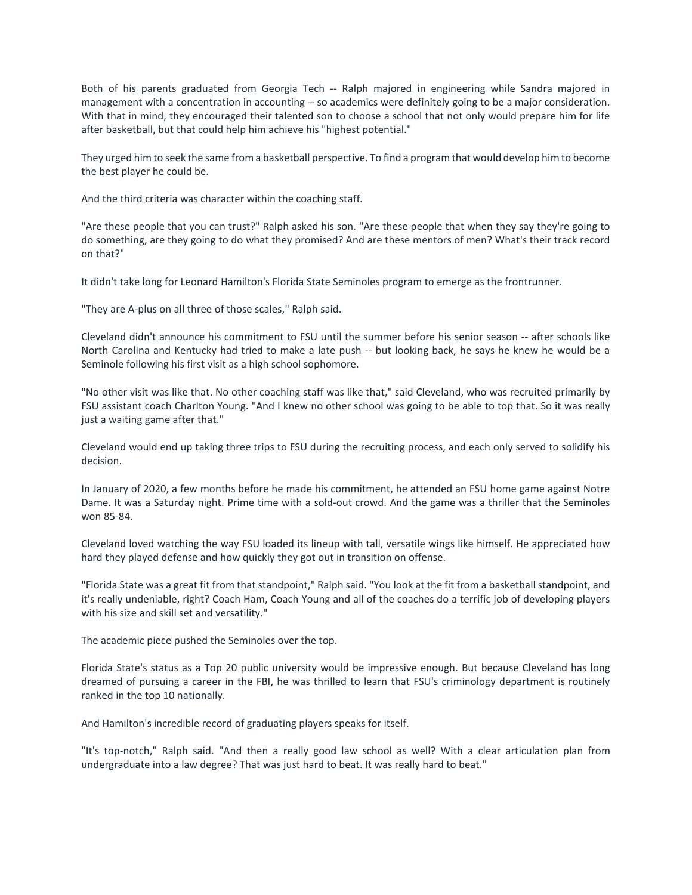Both of his parents graduated from Georgia Tech -- Ralph majored in engineering while Sandra majored in management with a concentration in accounting -- so academics were definitely going to be a major consideration. With that in mind, they encouraged their talented son to choose a school that not only would prepare him for life after basketball, but that could help him achieve his "highest potential."

They urged him to seek the same from a basketball perspective. To find a program that would develop him to become the best player he could be.

And the third criteria was character within the coaching staff.

"Are these people that you can trust?" Ralph asked his son. "Are these people that when they say they're going to do something, are they going to do what they promised? And are these mentors of men? What's their track record on that?"

It didn't take long for Leonard Hamilton's Florida State Seminoles program to emerge as the frontrunner.

"They are A-plus on all three of those scales," Ralph said.

Cleveland didn't announce his commitment to FSU until the summer before his senior season -- after schools like North Carolina and Kentucky had tried to make a late push -- but looking back, he says he knew he would be a Seminole following his first visit as a high school sophomore.

"No other visit was like that. No other coaching staff was like that," said Cleveland, who was recruited primarily by FSU assistant coach Charlton Young. "And I knew no other school was going to be able to top that. So it was really just a waiting game after that."

Cleveland would end up taking three trips to FSU during the recruiting process, and each only served to solidify his decision.

In January of 2020, a few months before he made his commitment, he attended an FSU home game against Notre Dame. It was a Saturday night. Prime time with a sold-out crowd. And the game was a thriller that the Seminoles won 85-84.

Cleveland loved watching the way FSU loaded its lineup with tall, versatile wings like himself. He appreciated how hard they played defense and how quickly they got out in transition on offense.

"Florida State was a great fit from that standpoint," Ralph said. "You look at the fit from a basketball standpoint, and it's really undeniable, right? Coach Ham, Coach Young and all of the coaches do a terrific job of developing players with his size and skill set and versatility."

The academic piece pushed the Seminoles over the top.

Florida State's status as a Top 20 public university would be impressive enough. But because Cleveland has long dreamed of pursuing a career in the FBI, he was thrilled to learn that FSU's criminology department is routinely ranked in the top 10 nationally.

And Hamilton's incredible record of graduating players speaks for itself.

"It's top-notch," Ralph said. "And then a really good law school as well? With a clear articulation plan from undergraduate into a law degree? That was just hard to beat. It was really hard to beat."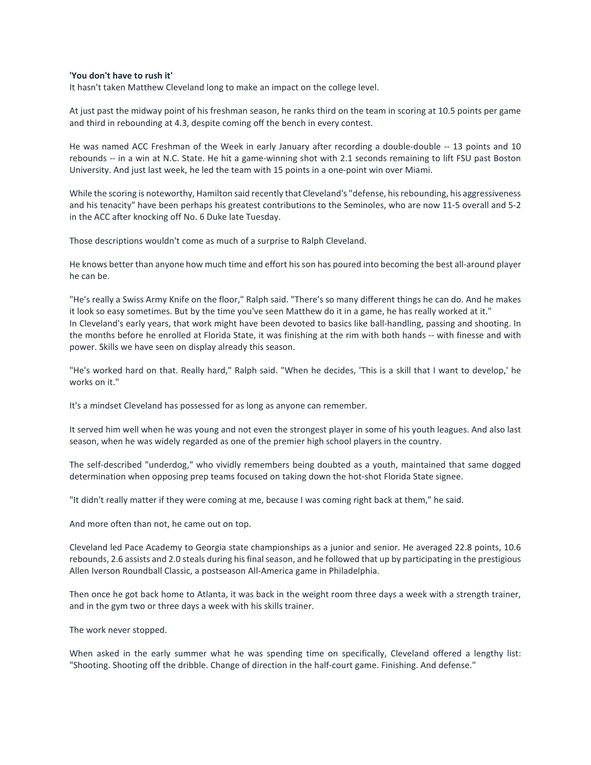**'You don't have to rush it'**

It hasn't taken Matthew Cleveland long to make an impact on the college level.

At just past the midway point of his freshman season, he ranks third on the team in scoring at 10.5 points per game and third in rebounding at 4.3, despite coming off the bench in every contest.

He was named ACC Freshman of the Week in early January after recording a double-double -- 13 points and 10 rebounds -- in a win at N.C. State. He hit a game-winning shot with 2.1 seconds remaining to lift FSU past Boston University. And just last week, he led the team with 15 points in a one-point win over Miami.

While the scoring is noteworthy, Hamilton said recently that Cleveland's "defense, his rebounding, his aggressiveness and his tenacity" have been perhaps his greatest contributions to the Seminoles, who are now 11-5 overall and 5-2 in the ACC after knocking off No. 6 Duke late Tuesday.

Those descriptions wouldn't come as much of a surprise to Ralph Cleveland.

He knows better than anyone how much time and effort his son has poured into becoming the best all-around player he can be.

"He's really a Swiss Army Knife on the floor," Ralph said. "There's so many different things he can do. And he makes it look so easy sometimes. But by the time you've seen Matthew do it in a game, he has really worked at it."

In Cleveland's early years, that work might have been devoted to basics like ball-handling, passing and shooting. In the months before he enrolled at Florida State, it was finishing at the rim with both hands -- with finesse and with power. Skills we have seen on display already this season.

"He's worked hard on that. Really hard," Ralph said. "When he decides, 'This is a skill that I want to develop,' he works on it."

It's a mindset Cleveland has possessed for as long as anyone can remember.

It served him well when he was young and not even the strongest player in some of his youth leagues. And also last season, when he was widely regarded as one of the premier high school players in the country.

The self-described "underdog," who vividly remembers being doubted as a youth, maintained that same dogged determination when opposing prep teams focused on taking down the hot-shot Florida State signee.

"It didn't really matter if they were coming at me, because I was coming right back at them," he said.

And more often than not, he came out on top.

Cleveland led Pace Academy to Georgia state championships as a junior and senior. He averaged 22.8 points, 10.6 rebounds, 2.6 assists and 2.0 steals during his final season, and he followed that up by participating in the prestigious Allen Iverson Roundball Classic, a postseason All-America game in Philadelphia.

Then once he got back home to Atlanta, it was back in the weight room three days a week with a strength trainer, and in the gym two or three days a week with his skills trainer.

The work never stopped.

When asked in the early summer what he was spending time on specifically, Cleveland offered a lengthy list: "Shooting. Shooting off the dribble. Change of direction in the half-court game. Finishing. And defense."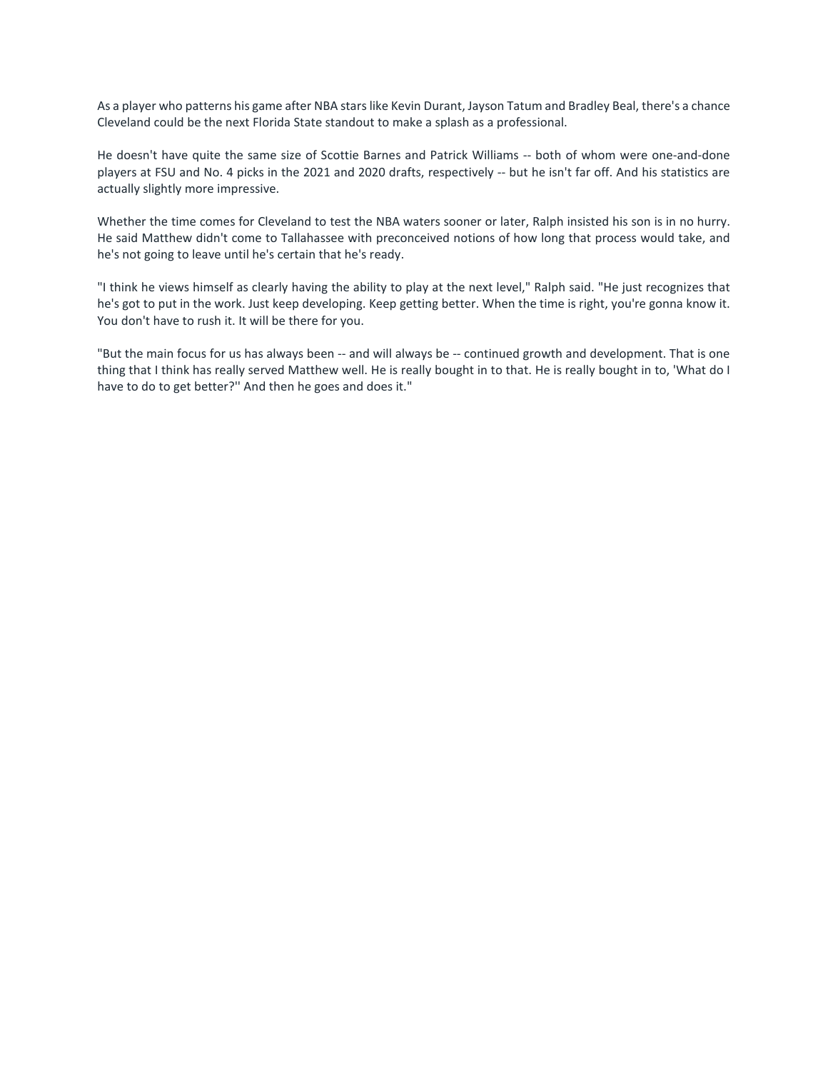As a player who patterns his game after NBA stars like Kevin Durant, Jayson Tatum and Bradley Beal, there's a chance Cleveland could be the next Florida State standout to make a splash as a professional.

He doesn't have quite the same size of Scottie Barnes and Patrick Williams -- both of whom were one-and-done players at FSU and No. 4 picks in the 2021 and 2020 drafts, respectively -- but he isn't far off. And his statistics are actually slightly more impressive.

Whether the time comes for Cleveland to test the NBA waters sooner or later, Ralph insisted his son is in no hurry. He said Matthew didn't come to Tallahassee with preconceived notions of how long that process would take, and he's not going to leave until he's certain that he's ready.

"I think he views himself as clearly having the ability to play at the next level," Ralph said. "He just recognizes that he's got to put in the work. Just keep developing. Keep getting better. When the time is right, you're gonna know it. You don't have to rush it. It will be there for you.

"But the main focus for us has always been -- and will always be -- continued growth and development. That is one thing that I think has really served Matthew well. He is really bought in to that. He is really bought in to, 'What do I have to do to get better?'' And then he goes and does it."